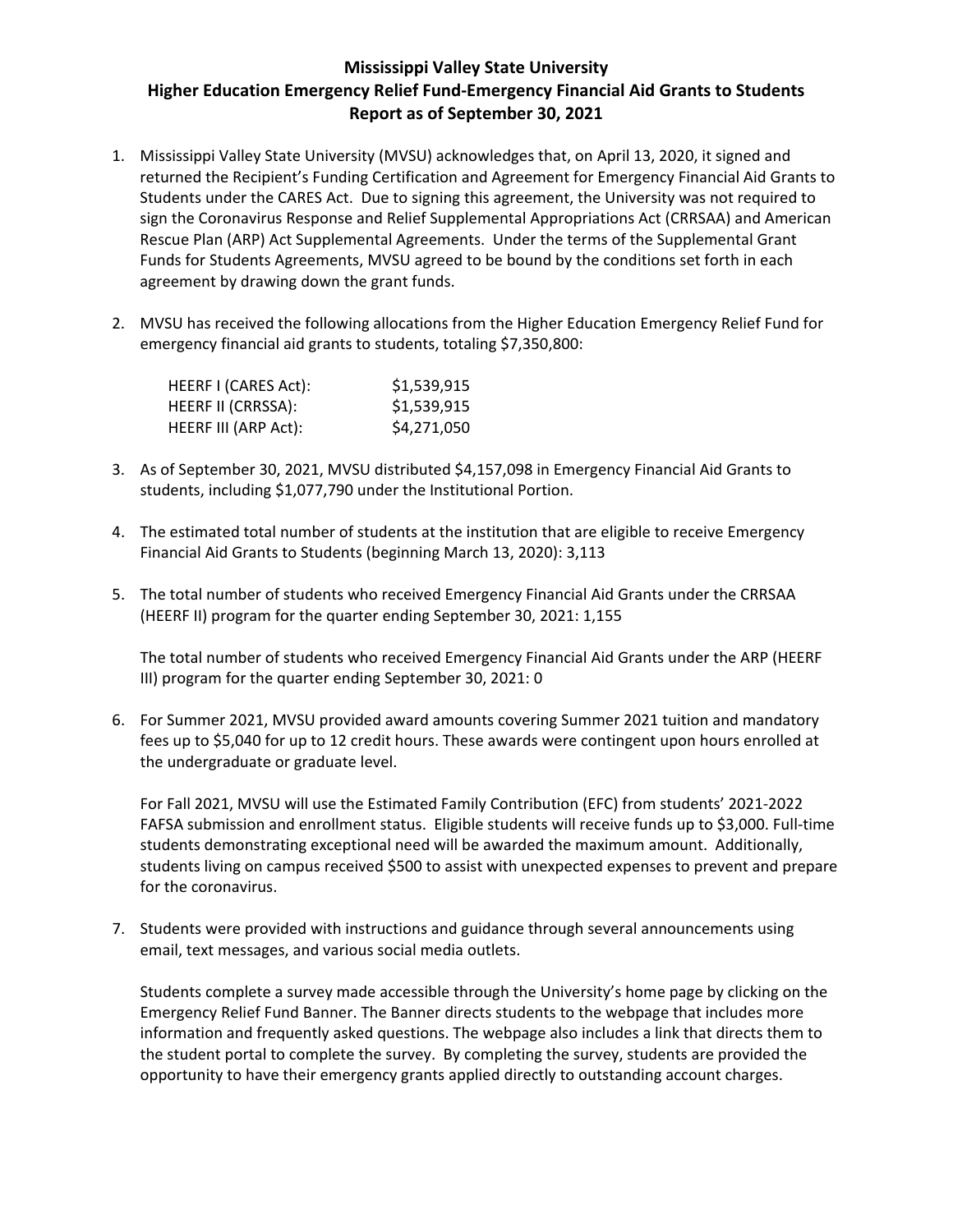# Mississippi Valley State University
## Higher Education Emergency Relief Fund-Emergency Financial Aid Grants to Students
## Report as of September 30, 2021

1. Mississippi Valley State University (MVSU) acknowledges that, on April 13, 2020, it signed and returned the Recipient's Funding Certification and Agreement for Emergency Financial Aid Grants to Students under the CARES Act. Due to signing this agreement, the University was not required to sign the Coronavirus Response and Relief Supplemental Appropriations Act (CRRSAA) and American Rescue Plan (ARP) Act Supplemental Agreements. Under the terms of the Supplemental Grant Funds for Students Agreements, MVSU agreed to be bound by the conditions set forth in each agreement by drawing down the grant funds.

2. MVSU has received the following allocations from the Higher Education Emergency Relief Fund for emergency financial aid grants to students, totaling $7,350,800:

| | |
|---|---|
| HEERF I (CARES Act): | $1,539,915 |
| HEERF II (CRRSSA): | $1,539,915 |
| HEERF III (ARP Act): | $4,271,050 |

3. As of September 30, 2021, MVSU distributed $4,157,098 in Emergency Financial Aid Grants to students, including $1,077,790 under the Institutional Portion.

4. The estimated total number of students at the institution that are eligible to receive Emergency Financial Aid Grants to Students (beginning March 13, 2020): 3,113

5. The total number of students who received Emergency Financial Aid Grants under the CRRSAA (HEERF II) program for the quarter ending September 30, 2021: 1,155

   The total number of students who received Emergency Financial Aid Grants under the ARP (HEERF III) program for the quarter ending September 30, 2021: 0

6. For Summer 2021, MVSU provided award amounts covering Summer 2021 tuition and mandatory fees up to $5,040 for up to 12 credit hours. These awards were contingent upon hours enrolled at the undergraduate or graduate level.

   For Fall 2021, MVSU will use the Estimated Family Contribution (EFC) from students' 2021-2022 FAFSA submission and enrollment status. Eligible students will receive funds up to $3,000. Full-time students demonstrating exceptional need will be awarded the maximum amount. Additionally, students living on campus received $500 to assist with unexpected expenses to prevent and prepare for the coronavirus.

7. Students were provided with instructions and guidance through several announcements using email, text messages, and various social media outlets.

   Students complete a survey made accessible through the University's home page by clicking on the Emergency Relief Fund Banner. The Banner directs students to the webpage that includes more information and frequently asked questions. The webpage also includes a link that directs them to the student portal to complete the survey. By completing the survey, students are provided the opportunity to have their emergency grants applied directly to outstanding account charges.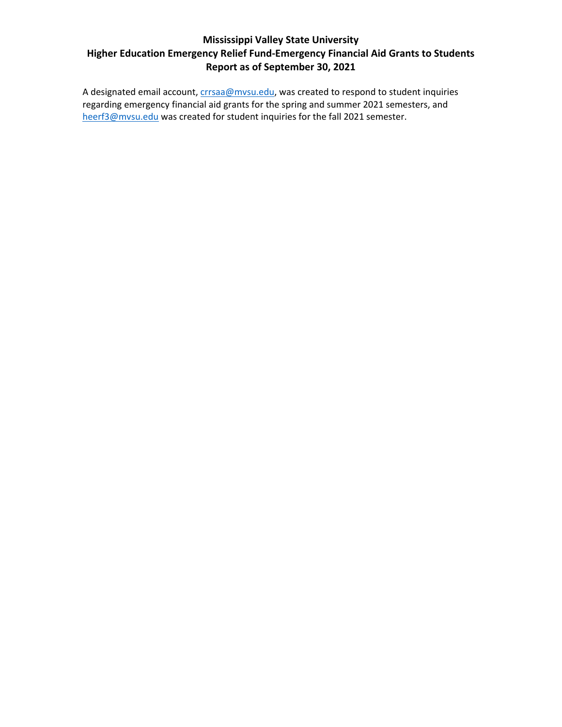# Mississippi Valley State University
## Higher Education Emergency Relief Fund-Emergency Financial Aid Grants to Students
## Report as of September 30, 2021

A designated email account, crrsaa@mvsu.edu, was created to respond to student inquiries regarding emergency financial aid grants for the spring and summer 2021 semesters, and heerf3@mvsu.edu was created for student inquiries for the fall 2021 semester.